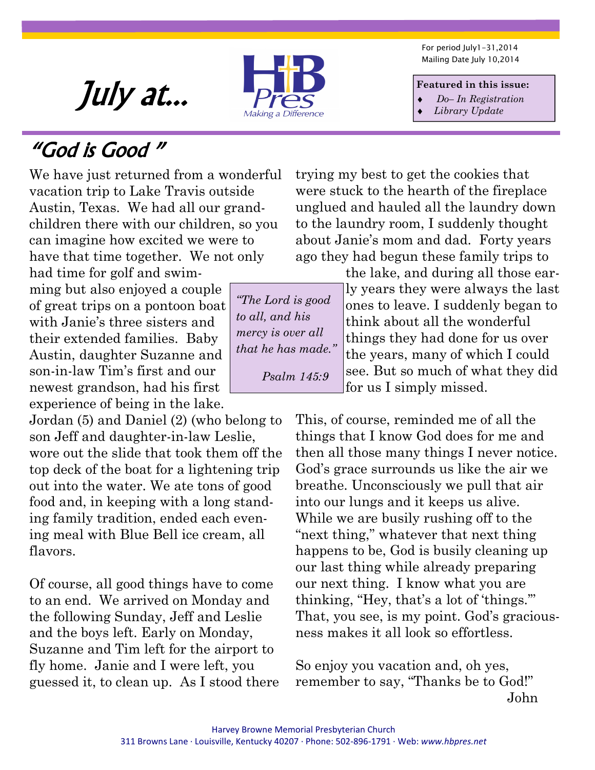# July at...

HB Pres
Making a Difference

For period July1-31,2014
Mailing Date July 10,2014

**Featured in this issue:**

- *Do– In Registration*
- *Library Update*

## "God is Good "

We have just returned from a wonderful vacation trip to Lake Travis outside Austin, Texas. We had all our grandchildren there with our children, so you can imagine how excited we were to have that time together. We not only had time for golf and swimming but also enjoyed a couple of great trips on a pontoon boat with Janie's three sisters and their extended families. Baby Austin, daughter Suzanne and son-in-law Tim's first and our newest grandson, had his first experience of being in the lake. Jordan (5) and Daniel (2) (who belong to son Jeff and daughter-in-law Leslie, wore out the slide that took them off the top deck of the boat for a lightening trip out into the water. We ate tons of good food and, in keeping with a long standing family tradition, ended each evening meal with Blue Bell ice cream, all flavors.

> *"The Lord is good to all, and his mercy is over all that he has made."*
>
> *Psalm 145:9*

Of course, all good things have to come to an end. We arrived on Monday and the following Sunday, Jeff and Leslie and the boys left. Early on Monday, Suzanne and Tim left for the airport to fly home. Janie and I were left, you guessed it, to clean up. As I stood there trying my best to get the cookies that were stuck to the hearth of the fireplace unglued and hauled all the laundry down to the laundry room, I suddenly thought about Janie's mom and dad. Forty years ago they had begun these family trips to the lake, and during all those early years they were always the last ones to leave. I suddenly began to think about all the wonderful things they had done for us over the years, many of which I could see. But so much of what they did for us I simply missed.

This, of course, reminded me of all the things that I know God does for me and then all those many things I never notice. God's grace surrounds us like the air we breathe. Unconsciously we pull that air into our lungs and it keeps us alive. While we are busily rushing off to the "next thing," whatever that next thing happens to be, God is busily cleaning up our last thing while already preparing our next thing. I know what you are thinking, "Hey, that's a lot of 'things.'" That, you see, is my point. God's graciousness makes it all look so effortless.

So enjoy you vacation and, oh yes, remember to say, "Thanks be to God!"

John

Harvey Browne Memorial Presbyterian Church
311 Browns Lane · Louisville, Kentucky 40207 · Phone: 502-896-1791 · Web: *www.hbpres.net*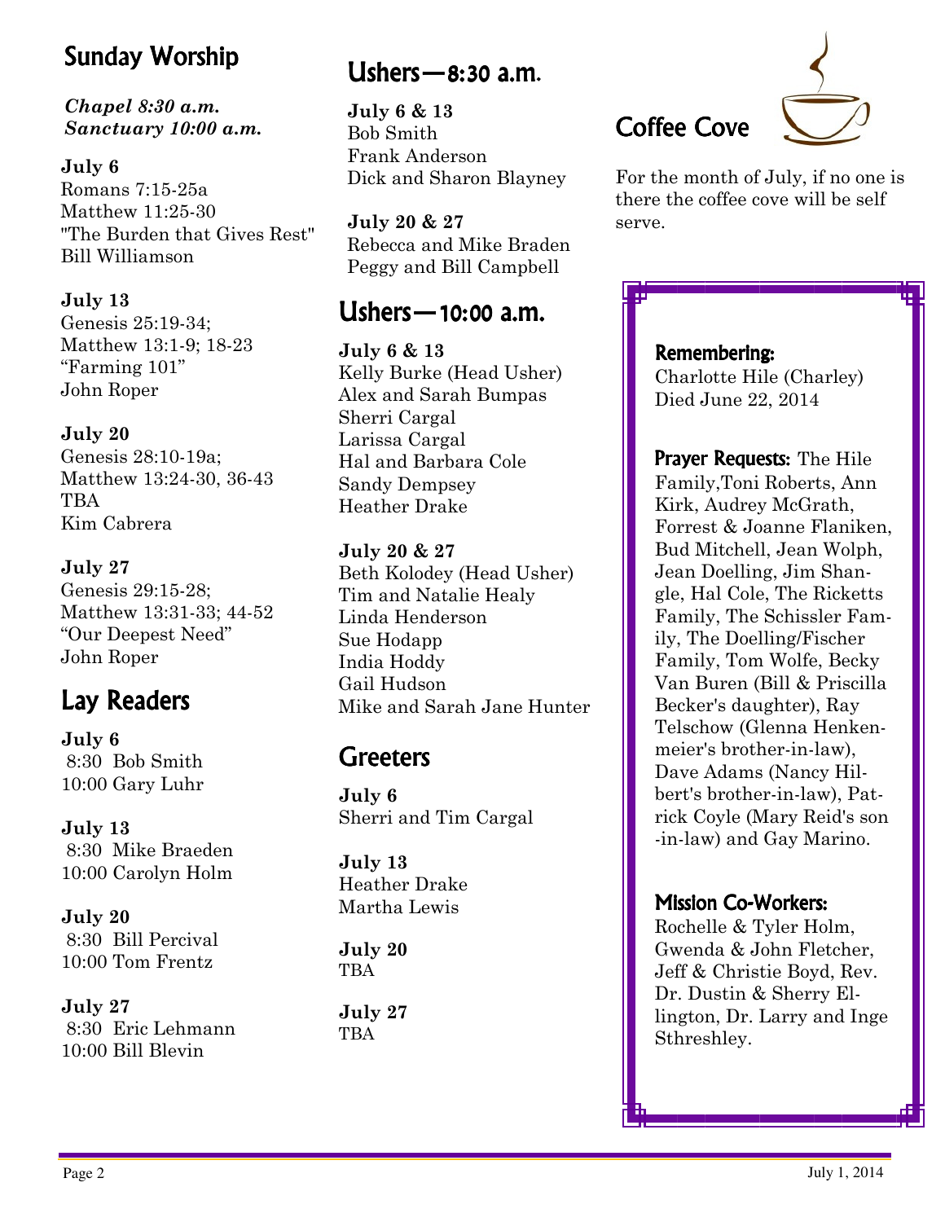## Sunday Worship

***Chapel 8:30 a.m.***
***Sanctuary 10:00 a.m.***

**July 6**
Romans 7:15-25a
Matthew 11:25-30
"The Burden that Gives Rest"
Bill Williamson

**July 13**
Genesis 25:19-34;
Matthew 13:1-9; 18-23
"Farming 101"
John Roper

**July 20**
Genesis 28:10-19a;
Matthew 13:24-30, 36-43
TBA
Kim Cabrera

**July 27**
Genesis 29:15-28;
Matthew 13:31-33; 44-52
"Our Deepest Need"
John Roper

## Lay Readers

**July 6**
8:30 Bob Smith
10:00 Gary Luhr

**July 13**
8:30 Mike Braeden
10:00 Carolyn Holm

**July 20**
8:30 Bill Percival
10:00 Tom Frentz

**July 27**
8:30 Eric Lehmann
10:00 Bill Blevin

## Ushers—8:30 a.m.

**July 6 & 13**
Bob Smith
Frank Anderson
Dick and Sharon Blayney

**July 20 & 27**
Rebecca and Mike Braden
Peggy and Bill Campbell

## Ushers—10:00 a.m.

**July 6 & 13**
Kelly Burke (Head Usher)
Alex and Sarah Bumpas
Sherri Cargal
Larissa Cargal
Hal and Barbara Cole
Sandy Dempsey
Heather Drake

**July 20 & 27**
Beth Kolodey (Head Usher)
Tim and Natalie Healy
Linda Henderson
Sue Hodapp
India Hoddy
Gail Hudson
Mike and Sarah Jane Hunter

## Greeters

**July 6**
Sherri and Tim Cargal

**July 13**
Heather Drake
Martha Lewis

**July 20**
TBA

**July 27**
TBA

## Coffee Cove

For the month of July, if no one is there the coffee cove will be self serve.

### Remembering:

Charlotte Hile (Charley)
Died June 22, 2014

**Prayer Requests:** The Hile Family, Toni Roberts, Ann Kirk, Audrey McGrath, Forrest & Joanne Flaniken, Bud Mitchell, Jean Wolph, Jean Doelling, Jim Shangle, Hal Cole, The Ricketts Family, The Schissler Family, The Doelling/Fischer Family, Tom Wolfe, Becky Van Buren (Bill & Priscilla Becker's daughter), Ray Telschow (Glenna Henkenmeier's brother-in-law), Dave Adams (Nancy Hilbert's brother-in-law), Patrick Coyle (Mary Reid's son-in-law) and Gay Marino.

### Mission Co-Workers:

Rochelle & Tyler Holm, Gwenda & John Fletcher, Jeff & Christie Boyd, Rev. Dr. Dustin & Sherry Ellington, Dr. Larry and Inge Sthreshley.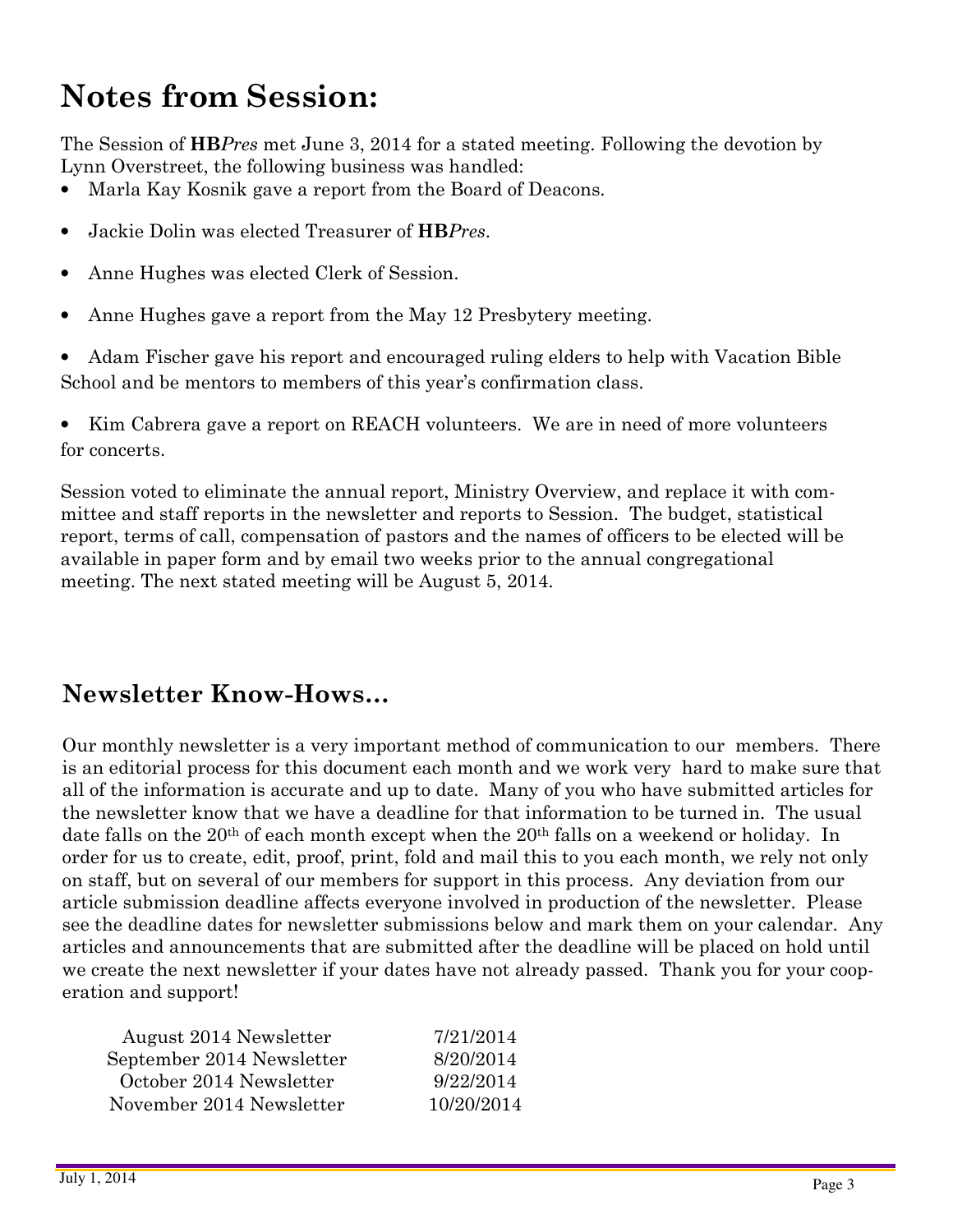# Notes from Session:

The Session of **HB***Pres* met June 3, 2014 for a stated meeting. Following the devotion by Lynn Overstreet, the following business was handled:

- Marla Kay Kosnik gave a report from the Board of Deacons.
- Jackie Dolin was elected Treasurer of **HB***Pres*.
- Anne Hughes was elected Clerk of Session.
- Anne Hughes gave a report from the May 12 Presbytery meeting.
- Adam Fischer gave his report and encouraged ruling elders to help with Vacation Bible School and be mentors to members of this year's confirmation class.
- Kim Cabrera gave a report on REACH volunteers. We are in need of more volunteers for concerts.

Session voted to eliminate the annual report, Ministry Overview, and replace it with committee and staff reports in the newsletter and reports to Session. The budget, statistical report, terms of call, compensation of pastors and the names of officers to be elected will be available in paper form and by email two weeks prior to the annual congregational meeting. The next stated meeting will be August 5, 2014.

## Newsletter Know-Hows…

Our monthly newsletter is a very important method of communication to our members. There is an editorial process for this document each month and we work very hard to make sure that all of the information is accurate and up to date. Many of you who have submitted articles for the newsletter know that we have a deadline for that information to be turned in. The usual date falls on the 20th of each month except when the 20th falls on a weekend or holiday. In order for us to create, edit, proof, print, fold and mail this to you each month, we rely not only on staff, but on several of our members for support in this process. Any deviation from our article submission deadline affects everyone involved in production of the newsletter. Please see the deadline dates for newsletter submissions below and mark them on your calendar. Any articles and announcements that are submitted after the deadline will be placed on hold until we create the next newsletter if your dates have not already passed. Thank you for your cooperation and support!

| | |
|---|---|
| August 2014 Newsletter | 7/21/2014 |
| September 2014 Newsletter | 8/20/2014 |
| October 2014 Newsletter | 9/22/2014 |
| November 2014 Newsletter | 10/20/2014 |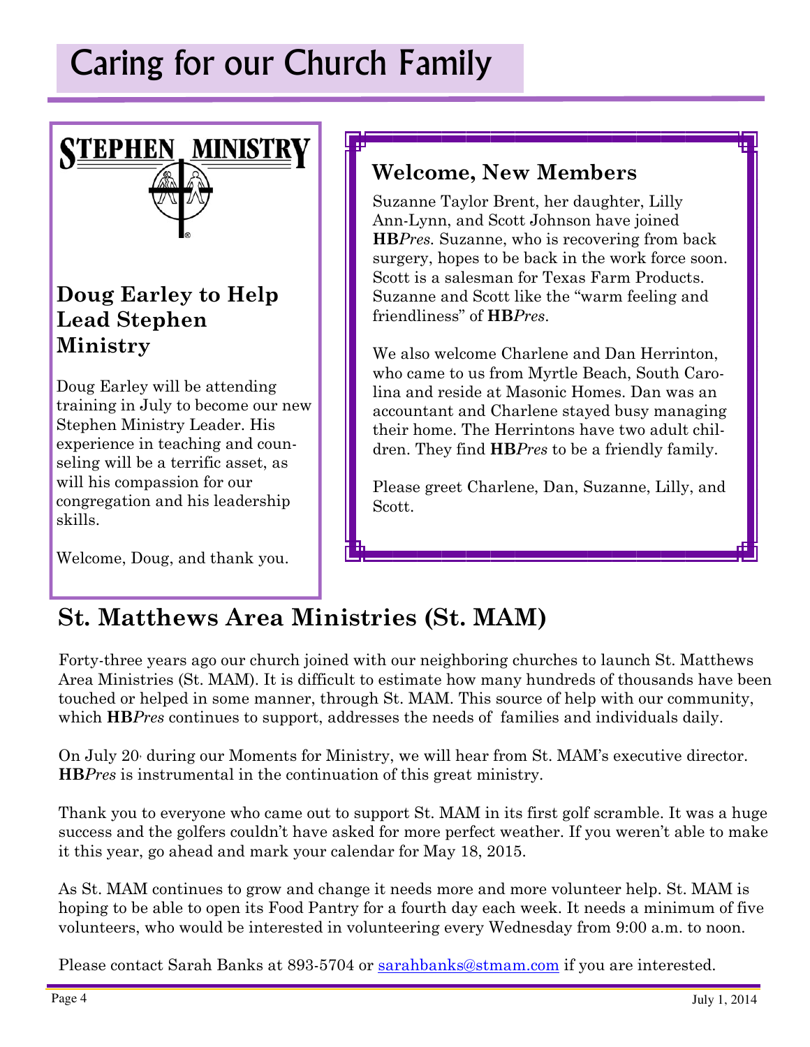# Caring for our Church Family

STEPHEN MINISTRY

## Doug Earley to Help Lead Stephen Ministry

Doug Earley will be attending training in July to become our new Stephen Ministry Leader. His experience in teaching and counseling will be a terrific asset, as will his compassion for our congregation and his leadership skills.

Welcome, Doug, and thank you.

## Welcome, New Members

Suzanne Taylor Brent, her daughter, Lilly Ann-Lynn, and Scott Johnson have joined **HB***Pres*. Suzanne, who is recovering from back surgery, hopes to be back in the work force soon. Scott is a salesman for Texas Farm Products. Suzanne and Scott like the "warm feeling and friendliness" of **HB***Pres*.

We also welcome Charlene and Dan Herrinton, who came to us from Myrtle Beach, South Carolina and reside at Masonic Homes. Dan was an accountant and Charlene stayed busy managing their home. The Herrintons have two adult children. They find **HB***Pres* to be a friendly family.

Please greet Charlene, Dan, Suzanne, Lilly, and Scott.

## St. Matthews Area Ministries (St. MAM)

Forty-three years ago our church joined with our neighboring churches to launch St. Matthews Area Ministries (St. MAM). It is difficult to estimate how many hundreds of thousands have been touched or helped in some manner, through St. MAM. This source of help with our community, which **HB***Pres* continues to support, addresses the needs of families and individuals daily.

On July 20, during our Moments for Ministry, we will hear from St. MAM's executive director. **HB***Pres* is instrumental in the continuation of this great ministry.

Thank you to everyone who came out to support St. MAM in its first golf scramble. It was a huge success and the golfers couldn't have asked for more perfect weather. If you weren't able to make it this year, go ahead and mark your calendar for May 18, 2015.

As St. MAM continues to grow and change it needs more and more volunteer help. St. MAM is hoping to be able to open its Food Pantry for a fourth day each week. It needs a minimum of five volunteers, who would be interested in volunteering every Wednesday from 9:00 a.m. to noon.

Please contact Sarah Banks at 893-5704 or sarahbanks@stmam.com if you are interested.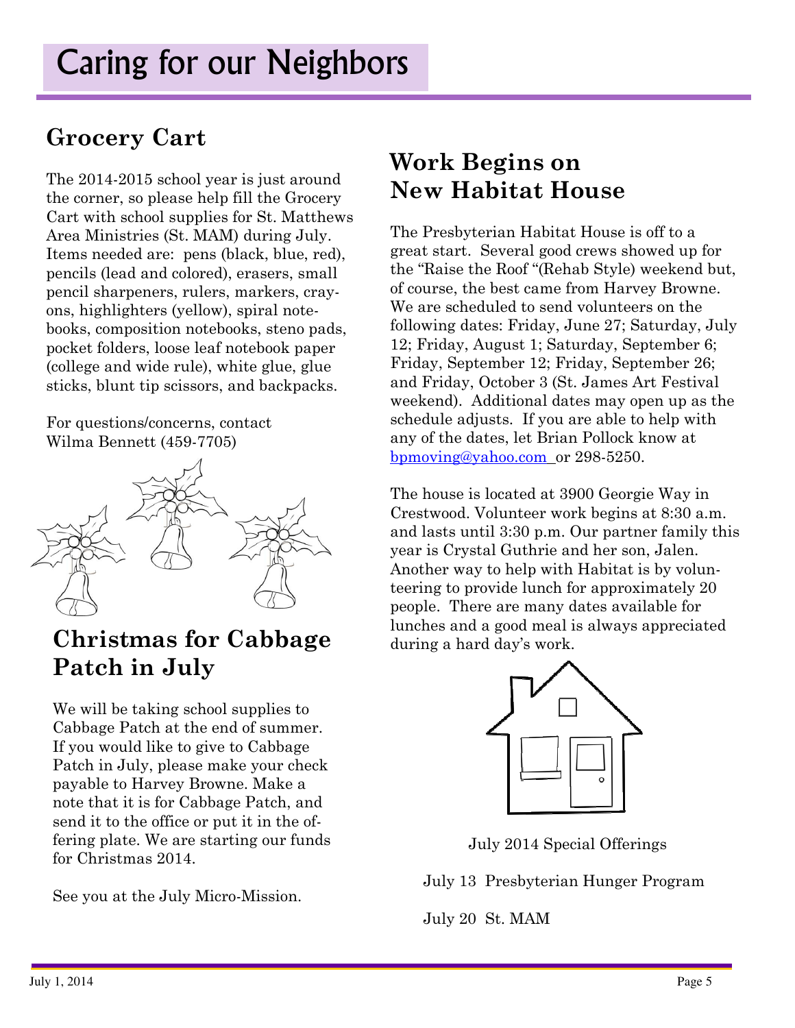# Caring for our Neighbors

## Grocery Cart

The 2014-2015 school year is just around the corner, so please help fill the Grocery Cart with school supplies for St. Matthews Area Ministries (St. MAM) during July. Items needed are: pens (black, blue, red), pencils (lead and colored), erasers, small pencil sharpeners, rulers, markers, crayons, highlighters (yellow), spiral notebooks, composition notebooks, steno pads, pocket folders, loose leaf notebook paper (college and wide rule), white glue, glue sticks, blunt tip scissors, and backpacks.

For questions/concerns, contact Wilma Bennett (459-7705)

## Christmas for Cabbage Patch in July

We will be taking school supplies to Cabbage Patch at the end of summer. If you would like to give to Cabbage Patch in July, please make your check payable to Harvey Browne. Make a note that it is for Cabbage Patch, and send it to the office or put it in the offering plate. We are starting our funds for Christmas 2014.

See you at the July Micro-Mission.

## Work Begins on New Habitat House

The Presbyterian Habitat House is off to a great start. Several good crews showed up for the "Raise the Roof "(Rehab Style) weekend but, of course, the best came from Harvey Browne. We are scheduled to send volunteers on the following dates: Friday, June 27; Saturday, July 12; Friday, August 1; Saturday, September 6; Friday, September 12; Friday, September 26; and Friday, October 3 (St. James Art Festival weekend). Additional dates may open up as the schedule adjusts. If you are able to help with any of the dates, let Brian Pollock know at bpmoving@yahoo.com or 298-5250.

The house is located at 3900 Georgie Way in Crestwood. Volunteer work begins at 8:30 a.m. and lasts until 3:30 p.m. Our partner family this year is Crystal Guthrie and her son, Jalen. Another way to help with Habitat is by volunteering to provide lunch for approximately 20 people. There are many dates available for lunches and a good meal is always appreciated during a hard day's work.

July 2014 Special Offerings

July 13 Presbyterian Hunger Program

July 20 St. MAM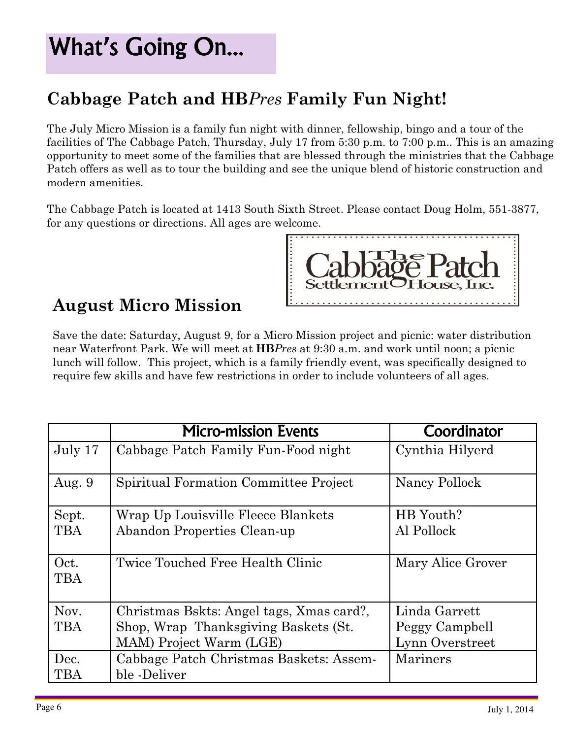# What's Going On...

## Cabbage Patch and HB*Pres* Family Fun Night!

The July Micro Mission is a family fun night with dinner, fellowship, bingo and a tour of the facilities of The Cabbage Patch, Thursday, July 17 from 5:30 p.m. to 7:00 p.m.. This is an amazing opportunity to meet some of the families that are blessed through the ministries that the Cabbage Patch offers as well as to tour the building and see the unique blend of historic construction and modern amenities.

The Cabbage Patch is located at 1413 South Sixth Street. Please contact Doug Holm, 551-3877, for any questions or directions. All ages are welcome.

## August Micro Mission

Save the date: Saturday, August 9, for a Micro Mission project and picnic: water distribution near Waterfront Park. We will meet at **HB*Pres*** at 9:30 a.m. and work until noon; a picnic lunch will follow. This project, which is a family friendly event, was specifically designed to require few skills and have few restrictions in order to include volunteers of all ages.

| | Micro-mission Events | Coordinator |
|---|---|---|
| July 17 | Cabbage Patch Family Fun-Food night | Cynthia Hilyerd |
| Aug. 9 | Spiritual Formation Committee Project | Nancy Pollock |
| Sept. TBA | Wrap Up Louisville Fleece Blankets<br>Abandon Properties Clean-up | HB Youth?<br>Al Pollock |
| Oct. TBA | Twice Touched Free Health Clinic | Mary Alice Grover |
| Nov. TBA | Christmas Bskts: Angel tags, Xmas card?, Shop, Wrap Thanksgiving Baskets (St. MAM) Project Warm (LGE) | Linda Garrett<br>Peggy Campbell<br>Lynn Overstreet |
| Dec. TBA | Cabbage Patch Christmas Baskets: Assemble -Deliver | Mariners |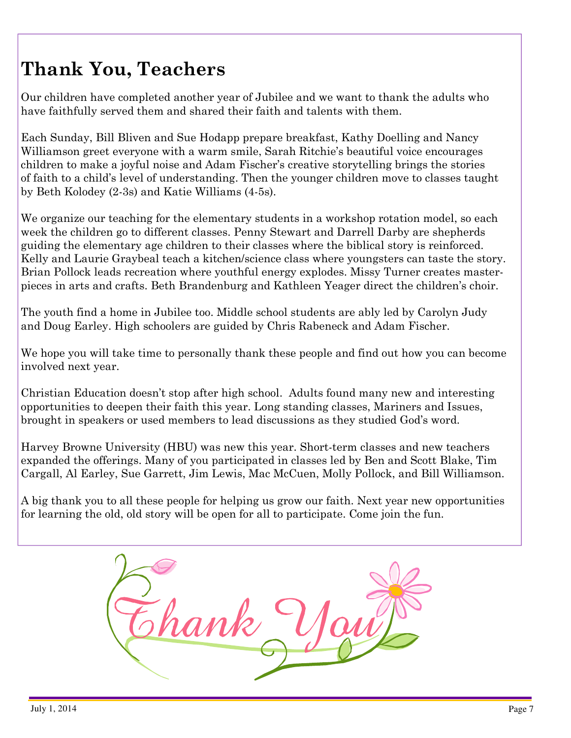# Thank You, Teachers

Our children have completed another year of Jubilee and we want to thank the adults who have faithfully served them and shared their faith and talents with them.

Each Sunday, Bill Bliven and Sue Hodapp prepare breakfast, Kathy Doelling and Nancy Williamson greet everyone with a warm smile, Sarah Ritchie's beautiful voice encourages children to make a joyful noise and Adam Fischer's creative storytelling brings the stories of faith to a child's level of understanding. Then the younger children move to classes taught by Beth Kolodey (2-3s) and Katie Williams (4-5s).

We organize our teaching for the elementary students in a workshop rotation model, so each week the children go to different classes. Penny Stewart and Darrell Darby are shepherds guiding the elementary age children to their classes where the biblical story is reinforced. Kelly and Laurie Graybeal teach a kitchen/science class where youngsters can taste the story. Brian Pollock leads recreation where youthful energy explodes. Missy Turner creates masterpieces in arts and crafts. Beth Brandenburg and Kathleen Yeager direct the children's choir.

The youth find a home in Jubilee too. Middle school students are ably led by Carolyn Judy and Doug Earley. High schoolers are guided by Chris Rabeneck and Adam Fischer.

We hope you will take time to personally thank these people and find out how you can become involved next year.

Christian Education doesn't stop after high school. Adults found many new and interesting opportunities to deepen their faith this year. Long standing classes, Mariners and Issues, brought in speakers or used members to lead discussions as they studied God's word.

Harvey Browne University (HBU) was new this year. Short-term classes and new teachers expanded the offerings. Many of you participated in classes led by Ben and Scott Blake, Tim Cargall, Al Earley, Sue Garrett, Jim Lewis, Mac McCuen, Molly Pollock, and Bill Williamson.

A big thank you to all these people for helping us grow our faith. Next year new opportunities for learning the old, old story will be open for all to participate. Come join the fun.

Thank You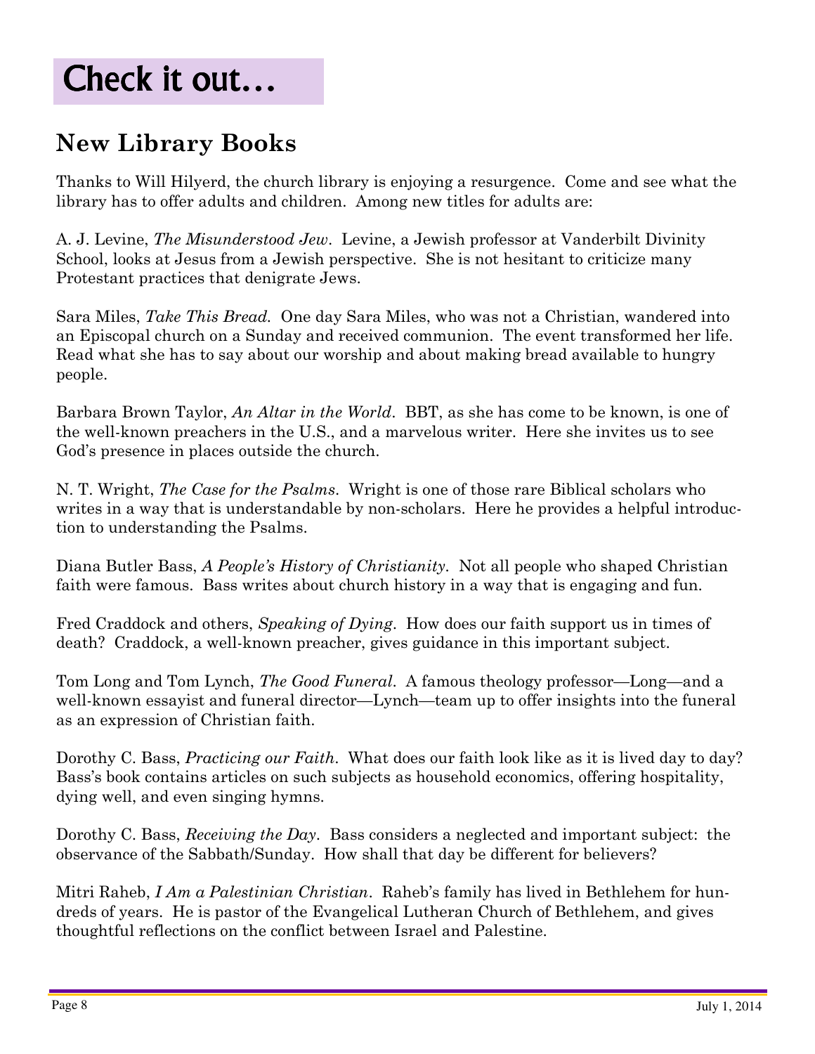# Check it out…

## New Library Books

Thanks to Will Hilyerd, the church library is enjoying a resurgence. Come and see what the library has to offer adults and children. Among new titles for adults are:

A. J. Levine, *The Misunderstood Jew*. Levine, a Jewish professor at Vanderbilt Divinity School, looks at Jesus from a Jewish perspective. She is not hesitant to criticize many Protestant practices that denigrate Jews.

Sara Miles, *Take This Bread.* One day Sara Miles, who was not a Christian, wandered into an Episcopal church on a Sunday and received communion. The event transformed her life. Read what she has to say about our worship and about making bread available to hungry people.

Barbara Brown Taylor, *An Altar in the World*. BBT, as she has come to be known, is one of the well-known preachers in the U.S., and a marvelous writer. Here she invites us to see God's presence in places outside the church.

N. T. Wright, *The Case for the Psalms*. Wright is one of those rare Biblical scholars who writes in a way that is understandable by non-scholars. Here he provides a helpful introduction to understanding the Psalms.

Diana Butler Bass, *A People's History of Christianity*. Not all people who shaped Christian faith were famous. Bass writes about church history in a way that is engaging and fun.

Fred Craddock and others, *Speaking of Dying*. How does our faith support us in times of death? Craddock, a well-known preacher, gives guidance in this important subject.

Tom Long and Tom Lynch, *The Good Funeral*. A famous theology professor—Long—and a well-known essayist and funeral director—Lynch—team up to offer insights into the funeral as an expression of Christian faith.

Dorothy C. Bass, *Practicing our Faith*. What does our faith look like as it is lived day to day? Bass's book contains articles on such subjects as household economics, offering hospitality, dying well, and even singing hymns.

Dorothy C. Bass, *Receiving the Day*. Bass considers a neglected and important subject: the observance of the Sabbath/Sunday. How shall that day be different for believers?

Mitri Raheb, *I Am a Palestinian Christian*. Raheb's family has lived in Bethlehem for hundreds of years. He is pastor of the Evangelical Lutheran Church of Bethlehem, and gives thoughtful reflections on the conflict between Israel and Palestine.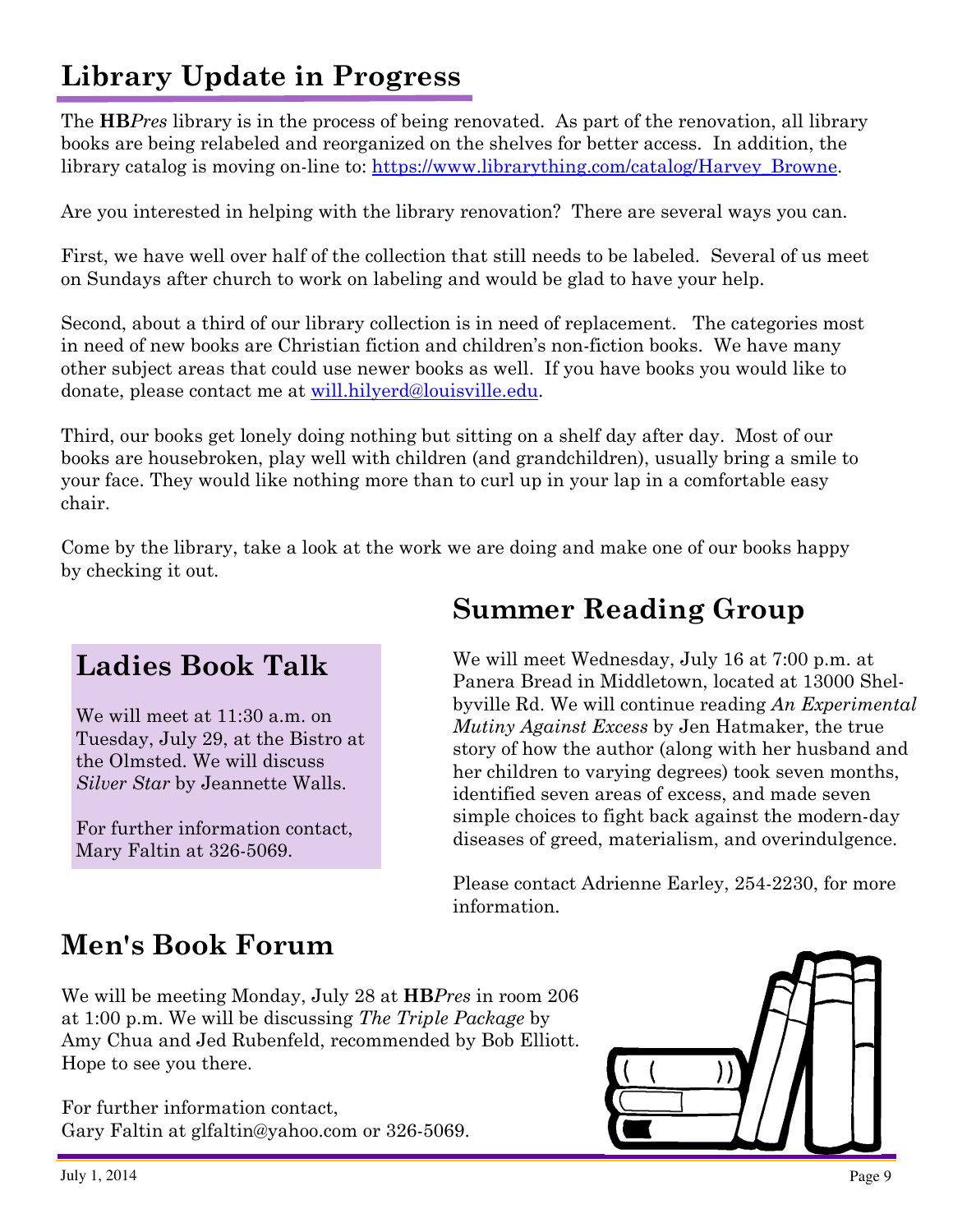## Library Update in Progress

The **HB***Pres* library is in the process of being renovated. As part of the renovation, all library books are being relabeled and reorganized on the shelves for better access. In addition, the library catalog is moving on-line to: https://www.librarything.com/catalog/Harvey_Browne.

Are you interested in helping with the library renovation? There are several ways you can.

First, we have well over half of the collection that still needs to be labeled. Several of us meet on Sundays after church to work on labeling and would be glad to have your help.

Second, about a third of our library collection is in need of replacement. The categories most in need of new books are Christian fiction and children's non-fiction books. We have many other subject areas that could use newer books as well. If you have books you would like to donate, please contact me at will.hilyerd@louisville.edu.

Third, our books get lonely doing nothing but sitting on a shelf day after day. Most of our books are housebroken, play well with children (and grandchildren), usually bring a smile to your face. They would like nothing more than to curl up in your lap in a comfortable easy chair.

Come by the library, take a look at the work we are doing and make one of our books happy by checking it out.

## Summer Reading Group

We will meet Wednesday, July 16 at 7:00 p.m. at Panera Bread in Middletown, located at 13000 Shelbyville Rd. We will continue reading *An Experimental Mutiny Against Excess* by Jen Hatmaker, the true story of how the author (along with her husband and her children to varying degrees) took seven months, identified seven areas of excess, and made seven simple choices to fight back against the modern-day diseases of greed, materialism, and overindulgence.

Please contact Adrienne Earley, 254-2230, for more information.

## Ladies Book Talk

We will meet at 11:30 a.m. on Tuesday, July 29, at the Bistro at the Olmsted. We will discuss *Silver Star* by Jeannette Walls.

For further information contact, Mary Faltin at 326-5069.

## Men's Book Forum

We will be meeting Monday, July 28 at **HB***Pres* in room 206 at 1:00 p.m. We will be discussing *The Triple Package* by Amy Chua and Jed Rubenfeld, recommended by Bob Elliott. Hope to see you there.

For further information contact,
Gary Faltin at glfaltin@yahoo.com or 326-5069.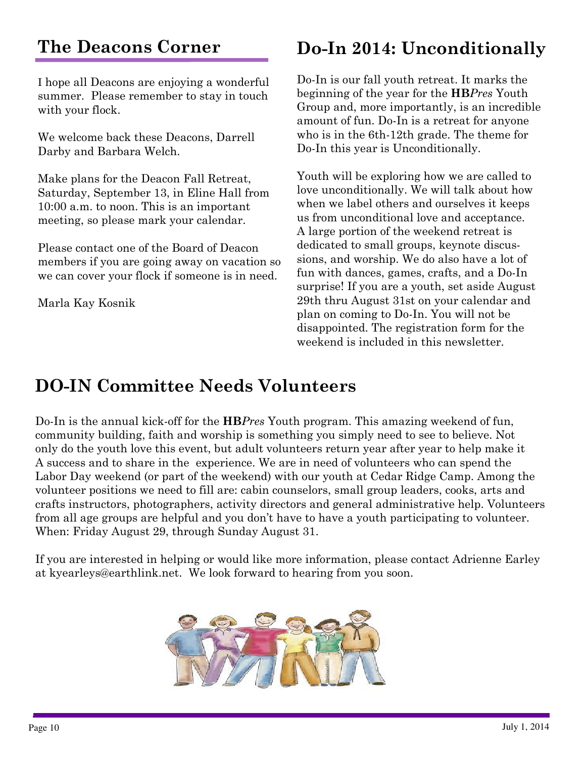## The Deacons Corner

I hope all Deacons are enjoying a wonderful summer. Please remember to stay in touch with your flock.

We welcome back these Deacons, Darrell Darby and Barbara Welch.

Make plans for the Deacon Fall Retreat, Saturday, September 13, in Eline Hall from 10:00 a.m. to noon. This is an important meeting, so please mark your calendar.

Please contact one of the Board of Deacon members if you are going away on vacation so we can cover your flock if someone is in need.

Marla Kay Kosnik

## Do-In 2014: Unconditionally

Do-In is our fall youth retreat. It marks the beginning of the year for the **HB***Pres* Youth Group and, more importantly, is an incredible amount of fun. Do-In is a retreat for anyone who is in the 6th-12th grade. The theme for Do-In this year is Unconditionally.

Youth will be exploring how we are called to love unconditionally. We will talk about how when we label others and ourselves it keeps us from unconditional love and acceptance. A large portion of the weekend retreat is dedicated to small groups, keynote discussions, and worship. We do also have a lot of fun with dances, games, crafts, and a Do-In surprise! If you are a youth, set aside August 29th thru August 31st on your calendar and plan on coming to Do-In. You will not be disappointed. The registration form for the weekend is included in this newsletter.

## DO-IN Committee Needs Volunteers

Do-In is the annual kick-off for the **HB***Pres* Youth program. This amazing weekend of fun, community building, faith and worship is something you simply need to see to believe. Not only do the youth love this event, but adult volunteers return year after year to help make it A success and to share in the experience. We are in need of volunteers who can spend the Labor Day weekend (or part of the weekend) with our youth at Cedar Ridge Camp. Among the volunteer positions we need to fill are: cabin counselors, small group leaders, cooks, arts and crafts instructors, photographers, activity directors and general administrative help. Volunteers from all age groups are helpful and you don't have to have a youth participating to volunteer. When: Friday August 29, through Sunday August 31.

If you are interested in helping or would like more information, please contact Adrienne Earley at kyearleys@earthlink.net. We look forward to hearing from you soon.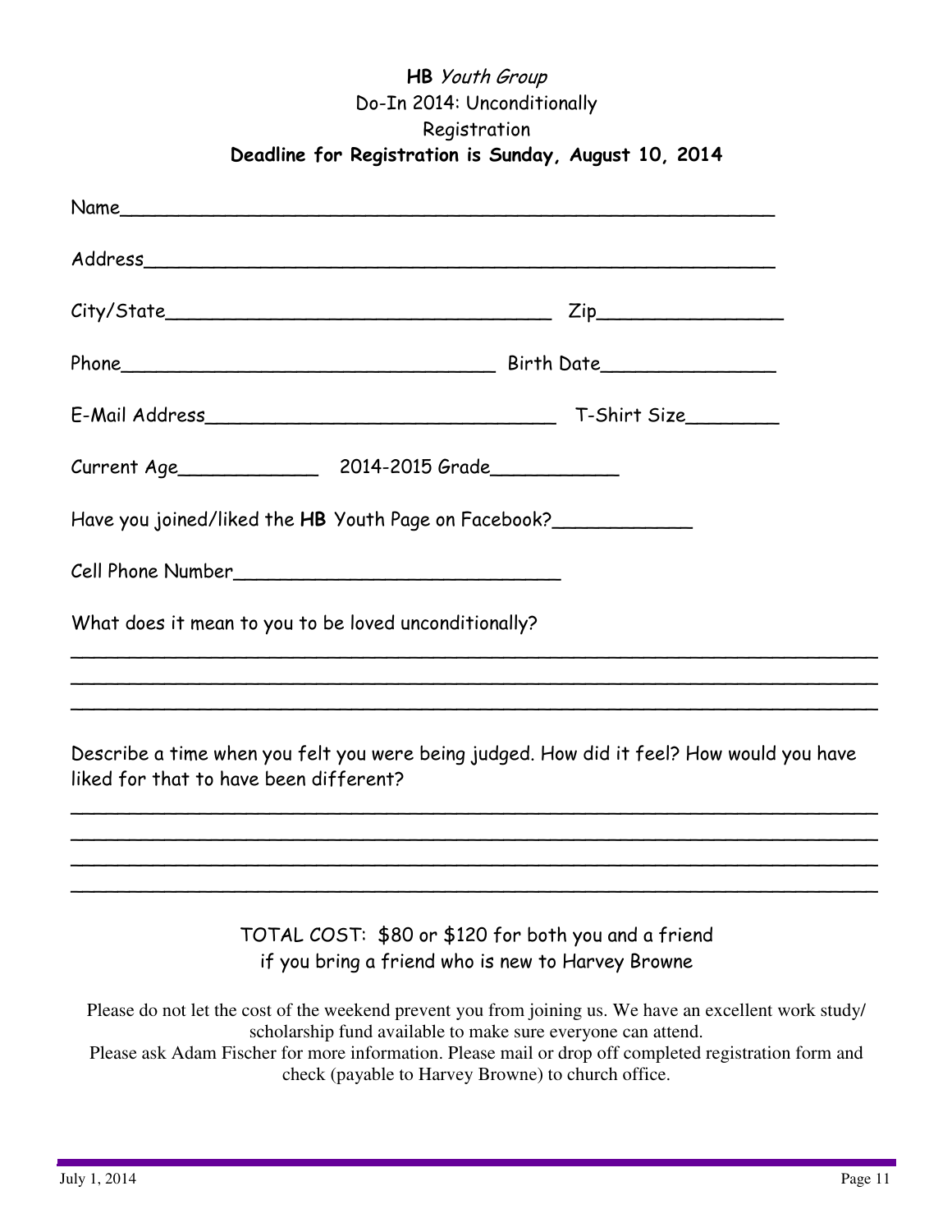**HB** *Youth Group*

Do-In 2014: Unconditionally

Registration

**Deadline for Registration is Sunday, August 10, 2014**

Name___________________________________________________________

Address_________________________________________________________

City/State____________________________________ Zip_________________

Phone___________________________________ Birth Date________________

E-Mail Address_________________________________ T-Shirt Size_________

Current Age_____________ 2014-2015 Grade____________

Have you joined/liked the **HB** Youth Page on Facebook?____________

Cell Phone Number_______________________________

What does it mean to you to be loved unconditionally?

___________________________________________________________________________

___________________________________________________________________________

___________________________________________________________________________

Describe a time when you felt you were being judged. How did it feel? How would you have liked for that to have been different?

___________________________________________________________________________

___________________________________________________________________________

___________________________________________________________________________

___________________________________________________________________________

TOTAL COST: $80 or $120 for both you and a friend
if you bring a friend who is new to Harvey Browne

Please do not let the cost of the weekend prevent you from joining us. We have an excellent work study/scholarship fund available to make sure everyone can attend.
Please ask Adam Fischer for more information. Please mail or drop off completed registration form and check (payable to Harvey Browne) to church office.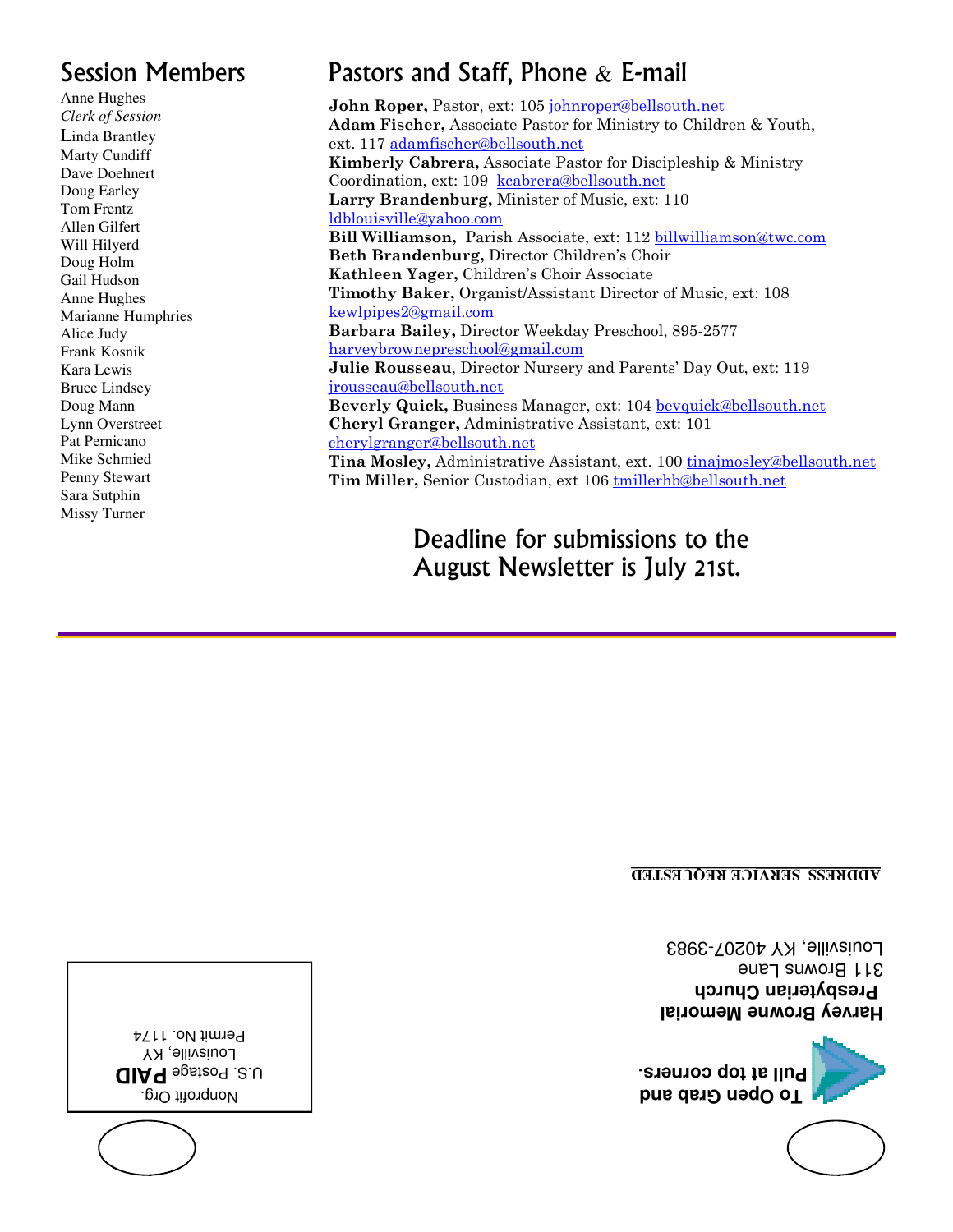## Session Members

Anne Hughes
*Clerk of Session*
Linda Brantley
Marty Cundiff
Dave Doehnert
Doug Earley
Tom Frentz
Allen Gilfert
Will Hilyerd
Doug Holm
Gail Hudson
Anne Hughes
Marianne Humphries
Alice Judy
Frank Kosnik
Kara Lewis
Bruce Lindsey
Doug Mann
Lynn Overstreet
Pat Pernicano
Mike Schmied
Penny Stewart
Sara Sutphin
Missy Turner

## Pastors and Staff, Phone & E-mail

**John Roper,** Pastor, ext: 105 johnroper@bellsouth.net
**Adam Fischer,** Associate Pastor for Ministry to Children & Youth, ext. 117 adamfischer@bellsouth.net
**Kimberly Cabrera,** Associate Pastor for Discipleship & Ministry Coordination, ext: 109 kcabrera@bellsouth.net
**Larry Brandenburg,** Minister of Music, ext: 110 ldblouisville@yahoo.com
**Bill Williamson,** Parish Associate, ext: 112 billwilliamson@twc.com
**Beth Brandenburg,** Director Children's Choir
**Kathleen Yager,** Children's Choir Associate
**Timothy Baker,** Organist/Assistant Director of Music, ext: 108 kewlpipes2@gmail.com
**Barbara Bailey,** Director Weekday Preschool, 895-2577 harveybrownepreschool@gmail.com
**Julie Rousseau**, Director Nursery and Parents' Day Out, ext: 119 jrousseau@bellsouth.net
**Beverly Quick,** Business Manager, ext: 104 bevquick@bellsouth.net
**Cheryl Granger,** Administrative Assistant, ext: 101 cherylgranger@bellsouth.net
**Tina Mosley,** Administrative Assistant, ext. 100 tinajmosley@bellsouth.net
**Tim Miller,** Senior Custodian, ext 106 tmillerhb@bellsouth.net

## Deadline for submissions to the August Newsletter is July 21st.

**ADDRESS SERVICE REQUESTED**

**Harvey Browne Memorial Presbyterian Church**
311 Browns Lane
Louisville, KY 40207-3983

**To Open Grab and Pull at top corners.**

Nonprofit Org.
U.S. Postage **PAID**
Louisville, KY
Permit No. 1174